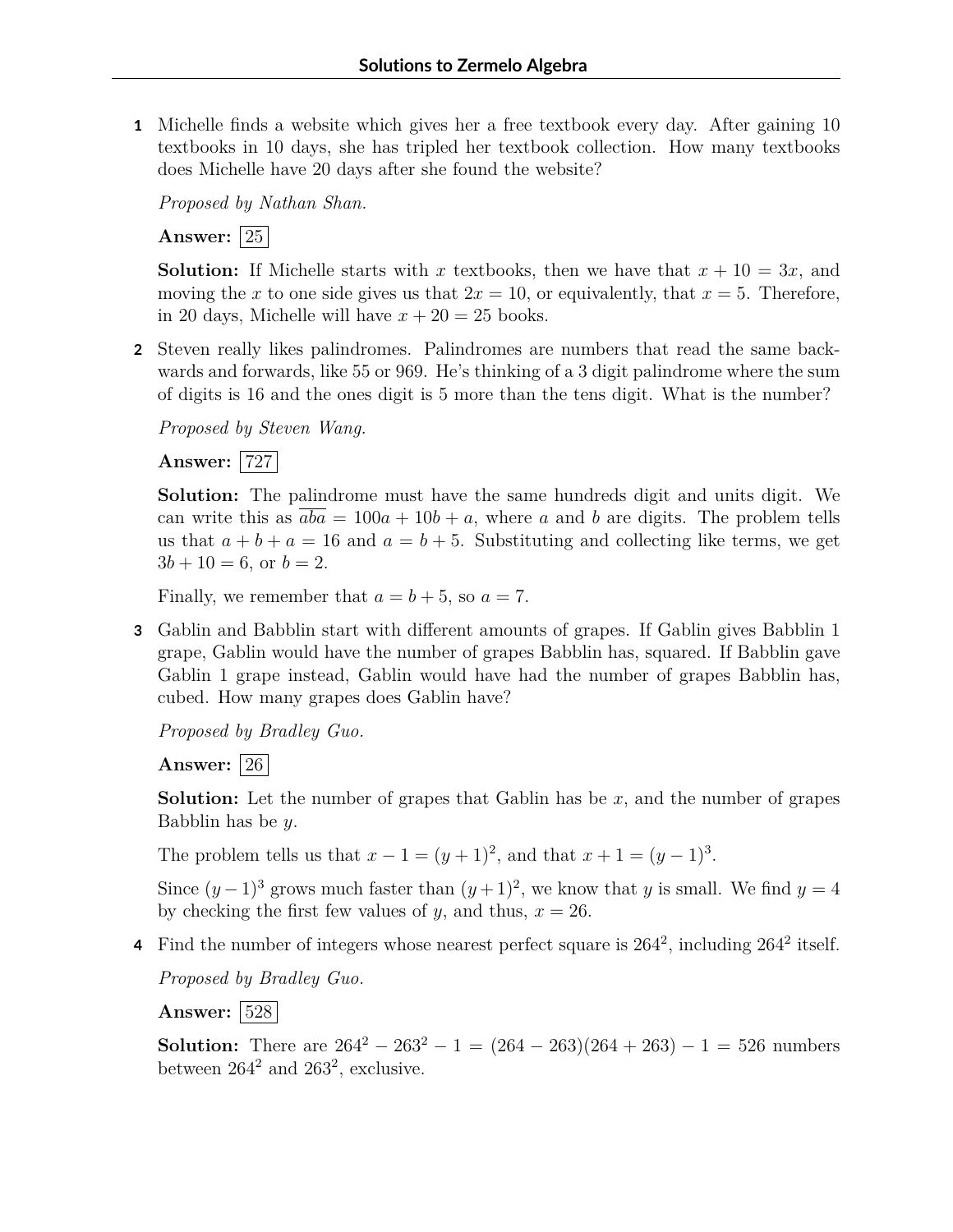# Solutions to Zermelo Algebra

**1** Michelle finds a website which gives her a free textbook every day. After gaining 10 textbooks in 10 days, she has tripled her textbook collection. How many textbooks does Michelle have 20 days after she found the website?

*Proposed by Nathan Shan.*

**Answer:** $\boxed{25}$

**Solution:** If Michelle starts with $x$ textbooks, then we have that $x + 10 = 3x$, and moving the $x$ to one side gives us that $2x = 10$, or equivalently, that $x = 5$. Therefore, in 20 days, Michelle will have $x + 20 = 25$ books.

**2** Steven really likes palindromes. Palindromes are numbers that read the same backwards and forwards, like 55 or 969. He's thinking of a 3 digit palindrome where the sum of digits is 16 and the ones digit is 5 more than the tens digit. What is the number?

*Proposed by Steven Wang.*

**Answer:** $\boxed{727}$

**Solution:** The palindrome must have the same hundreds digit and units digit. We can write this as $\overline{aba} = 100a + 10b + a$, where $a$ and $b$ are digits. The problem tells us that $a + b + a = 16$ and $a = b + 5$. Substituting and collecting like terms, we get $3b + 10 = 6$, or $b = 2$.

Finally, we remember that $a = b + 5$, so $a = 7$.

**3** Gablin and Babblin start with different amounts of grapes. If Gablin gives Babblin 1 grape, Gablin would have the number of grapes Babblin has, squared. If Babblin gave Gablin 1 grape instead, Gablin would have had the number of grapes Babblin has, cubed. How many grapes does Gablin have?

*Proposed by Bradley Guo.*

**Answer:** $\boxed{26}$

**Solution:** Let the number of grapes that Gablin has be $x$, and the number of grapes Babblin has be $y$.

The problem tells us that $x - 1 = (y + 1)^2$, and that $x + 1 = (y - 1)^3$.

Since $(y - 1)^3$ grows much faster than $(y + 1)^2$, we know that $y$ is small. We find $y = 4$ by checking the first few values of $y$, and thus, $x = 26$.

**4** Find the number of integers whose nearest perfect square is $264^2$, including $264^2$ itself.

*Proposed by Bradley Guo.*

**Answer:** $\boxed{528}$

**Solution:** There are $264^2 - 263^2 - 1 = (264 - 263)(264 + 263) - 1 = 526$ numbers between $264^2$ and $263^2$, exclusive.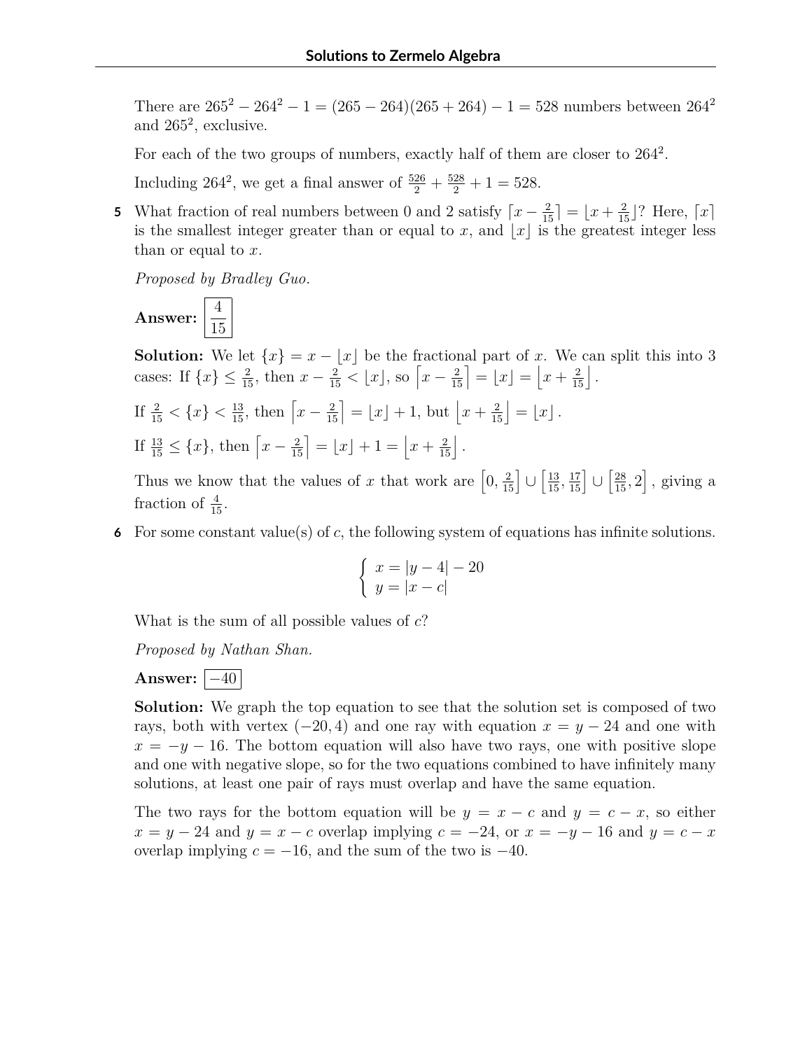There are $265^2 - 264^2 - 1 = (265 - 264)(265 + 264) - 1 = 528$ numbers between $264^2$ and $265^2$, exclusive.

For each of the two groups of numbers, exactly half of them are closer to $264^2$.

Including $264^2$, we get a final answer of $\frac{526}{2} + \frac{528}{2} + 1 = 528$.

**5** What fraction of real numbers between 0 and 2 satisfy $\lceil x - \frac{2}{15} \rceil = \lfloor x + \frac{2}{15} \rfloor$? Here, $\lceil x \rceil$ is the smallest integer greater than or equal to $x$, and $\lfloor x \rfloor$ is the greatest integer less than or equal to $x$.

*Proposed by Bradley Guo.*

**Answer:** $\boxed{\frac{4}{15}}$

**Solution:** We let $\{x\} = x - \lfloor x \rfloor$ be the fractional part of $x$. We can split this into 3 cases: If $\{x\} \le \frac{2}{15}$, then $x - \frac{2}{15} < \lfloor x \rfloor$, so $\left\lceil x - \frac{2}{15} \right\rceil = \lfloor x \rfloor = \left\lfloor x + \frac{2}{15} \right\rfloor$.

If $\frac{2}{15} < \{x\} < \frac{13}{15}$, then $\left\lceil x - \frac{2}{15} \right\rceil = \lfloor x \rfloor + 1$, but $\left\lfloor x + \frac{2}{15} \right\rfloor = \lfloor x \rfloor$.

If $\frac{13}{15} \le \{x\}$, then $\left\lceil x - \frac{2}{15} \right\rceil = \lfloor x \rfloor + 1 = \left\lfloor x + \frac{2}{15} \right\rfloor$.

Thus we know that the values of $x$ that work are $\left[0, \frac{2}{15}\right] \cup \left[\frac{13}{15}, \frac{17}{15}\right] \cup \left[\frac{28}{15}, 2\right]$, giving a fraction of $\frac{4}{15}$.

**6** For some constant value(s) of $c$, the following system of equations has infinite solutions.

$$\begin{cases} x = |y - 4| - 20 \\ y = |x - c| \end{cases}$$

What is the sum of all possible values of $c$?

*Proposed by Nathan Shan.*

**Answer:** $\boxed{-40}$

**Solution:** We graph the top equation to see that the solution set is composed of two rays, both with vertex $(-20, 4)$ and one ray with equation $x = y - 24$ and one with $x = -y - 16$. The bottom equation will also have two rays, one with positive slope and one with negative slope, so for the two equations combined to have infinitely many solutions, at least one pair of rays must overlap and have the same equation.

The two rays for the bottom equation will be $y = x - c$ and $y = c - x$, so either $x = y - 24$ and $y = x - c$ overlap implying $c = -24$, or $x = -y - 16$ and $y = c - x$ overlap implying $c = -16$, and the sum of the two is $-40$.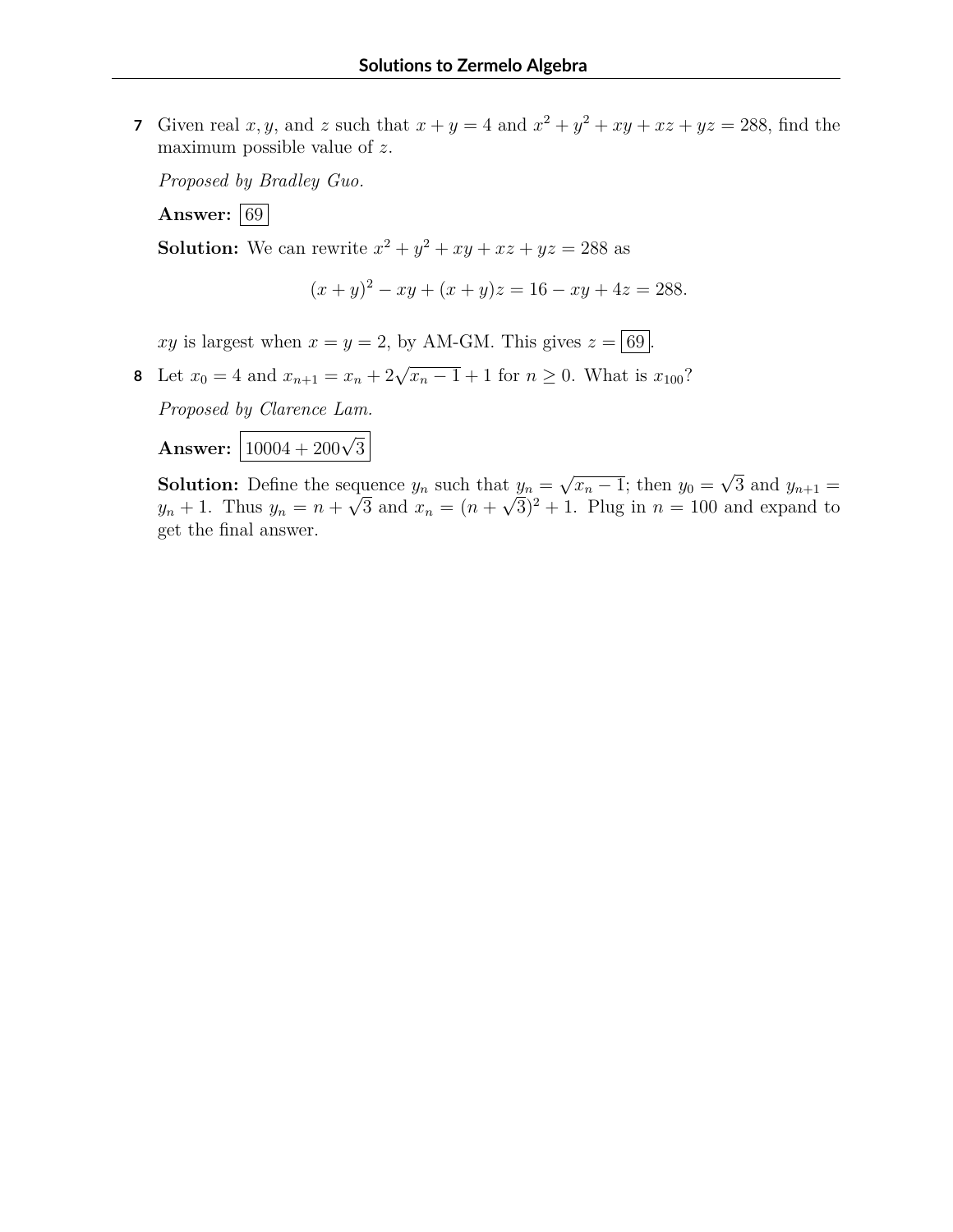**7** Given real $x, y$, and $z$ such that $x + y = 4$ and $x^2 + y^2 + xy + xz + yz = 288$, find the maximum possible value of $z$.

*Proposed by Bradley Guo.*

**Answer:** $\boxed{69}$

**Solution:** We can rewrite $x^2 + y^2 + xy + xz + yz = 288$ as

$$(x+y)^2 - xy + (x+y)z = 16 - xy + 4z = 288.$$

$xy$ is largest when $x = y = 2$, by AM-GM. This gives $z = \boxed{69}$.

**8** Let $x_0 = 4$ and $x_{n+1} = x_n + 2\sqrt{x_n - 1} + 1$ for $n \geq 0$. What is $x_{100}$?

*Proposed by Clarence Lam.*

**Answer:** $\boxed{10004 + 200\sqrt{3}}$

**Solution:** Define the sequence $y_n$ such that $y_n = \sqrt{x_n - 1}$; then $y_0 = \sqrt{3}$ and $y_{n+1} = y_n + 1$. Thus $y_n = n + \sqrt{3}$ and $x_n = (n + \sqrt{3})^2 + 1$. Plug in $n = 100$ and expand to get the final answer.